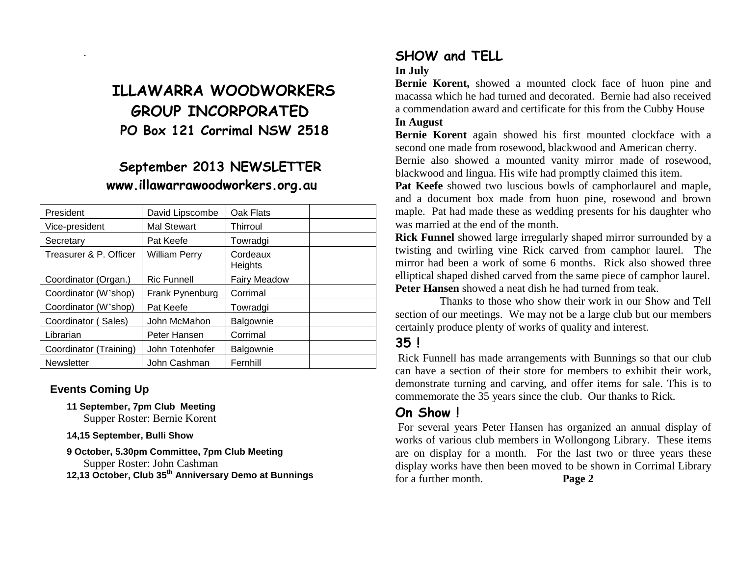# ILLAWARRA WOODWORKERS GROUP INCORPORATED

## PO Box 121 Corrimal NSW 2518

## September 2013 NEWSLETTER

**www.illawarrawoodworkers.org.au**

| President | David Lipscombe | Oak Flats | |
|---|---|---|---|
| Vice-president | Mal Stewart | Thirroul | |
| Secretary | Pat Keefe | Towradgi | |
| Treasurer & P. Officer | William Perry | Cordeaux Heights | |
| Coordinator (Organ.) | Ric Funnell | Fairy Meadow | |
| Coordinator (W'shop) | Frank Pynenburg | Corrimal | |
| Coordinator (W'shop) | Pat Keefe | Towradgi | |
| Coordinator ( Sales) | John McMahon | Balgownie | |
| Librarian | Peter Hansen | Corrimal | |
| Coordinator (Training) | John Totenhofer | Balgownie | |
| Newsletter | John Cashman | Fernhill | |

### Events Coming Up

**11 September, 7pm Club Meeting**
Supper Roster: Bernie Korent

**14,15 September, Bulli Show**

**9 October, 5.30pm Committee, 7pm Club Meeting**
Supper Roster: John Cashman

**12,13 October, Club 35th Anniversary Demo at Bunnings**

## SHOW and TELL

**In July**

**Bernie Korent,** showed a mounted clock face of huon pine and macassa which he had turned and decorated. Bernie had also received a commendation award and certificate for this from the Cubby House

**In August**

**Bernie Korent** again showed his first mounted clockface with a second one made from rosewood, blackwood and American cherry.

Bernie also showed a mounted vanity mirror made of rosewood, blackwood and lingua. His wife had promptly claimed this item.

**Pat Keefe** showed two luscious bowls of camphorlaurel and maple, and a document box made from huon pine, rosewood and brown maple. Pat had made these as wedding presents for his daughter who was married at the end of the month.

**Rick Funnel** showed large irregularly shaped mirror surrounded by a twisting and twirling vine Rick carved from camphor laurel. The mirror had been a work of some 6 months. Rick also showed three elliptical shaped dished carved from the same piece of camphor laurel.

**Peter Hansen** showed a neat dish he had turned from teak.

Thanks to those who show their work in our Show and Tell section of our meetings. We may not be a large club but our members certainly produce plenty of works of quality and interest.

## 35 !

Rick Funnell has made arrangements with Bunnings so that our club can have a section of their store for members to exhibit their work, demonstrate turning and carving, and offer items for sale. This is to commemorate the 35 years since the club. Our thanks to Rick.

## On Show !

For several years Peter Hansen has organized an annual display of works of various club members in Wollongong Library. These items are on display for a month. For the last two or three years these display works have then been moved to be shown in Corrimal Library for a further month. **Page 2**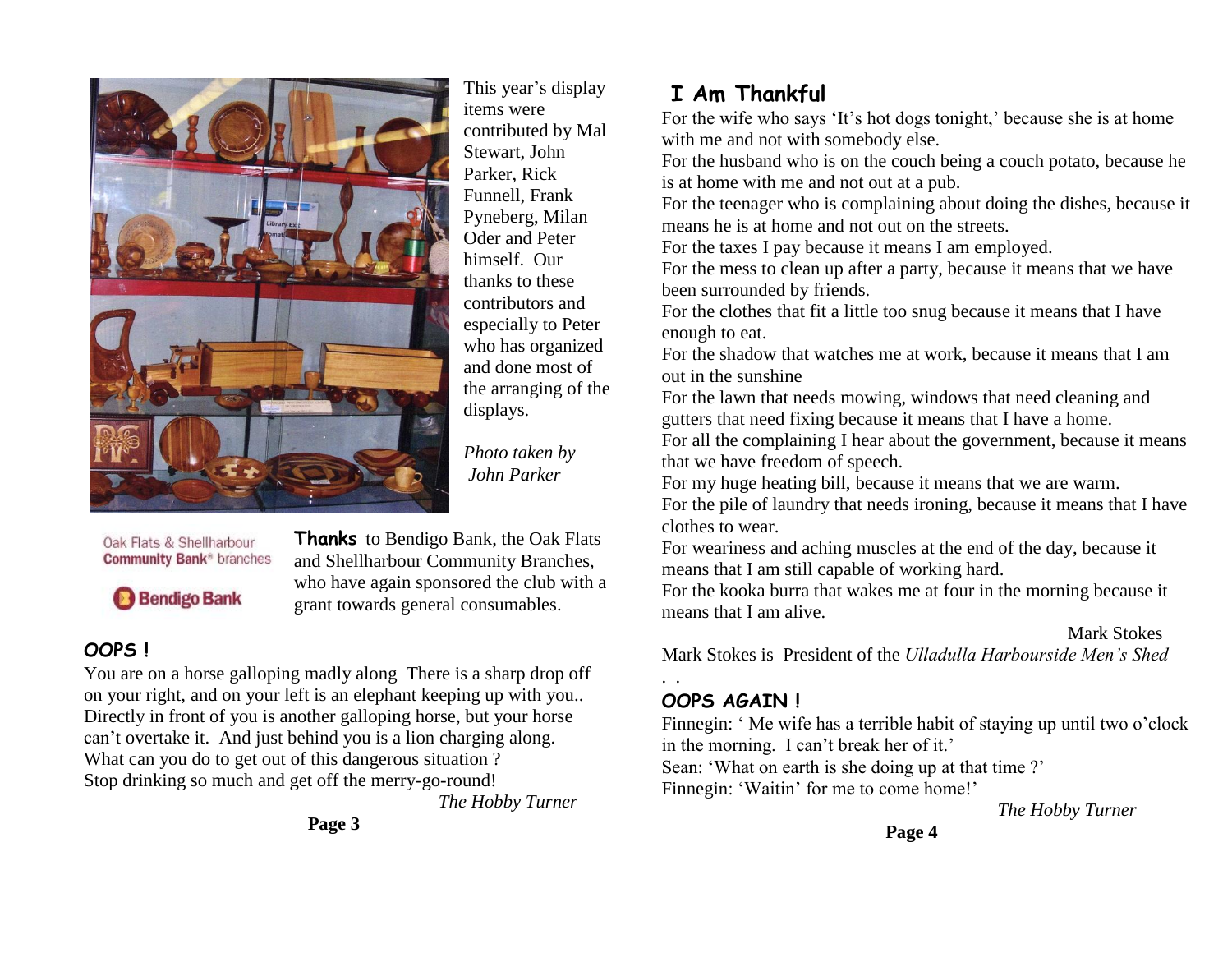This year's display items were contributed by Mal Stewart, John Parker, Rick Funnell, Frank Pyneberg, Milan Oder and Peter himself. Our thanks to these contributors and especially to Peter who has organized and done most of the arranging of the displays.

*Photo taken by John Parker*

Oak Flats & Shellharbour **Community Bank**® branches

Bendigo Bank

**Thanks** to Bendigo Bank, the Oak Flats and Shellharbour Community Branches, who have again sponsored the club with a grant towards general consumables.

### OOPS !

You are on a horse galloping madly along There is a sharp drop off on your right, and on your left is an elephant keeping up with you.. Directly in front of you is another galloping horse, but your horse can't overtake it. And just behind you is a lion charging along. What can you do to get out of this dangerous situation ?
Stop drinking so much and get off the merry-go-round!

*The Hobby Turner*

## I Am Thankful

For the wife who says 'It's hot dogs tonight,' because she is at home with me and not with somebody else.
For the husband who is on the couch being a couch potato, because he is at home with me and not out at a pub.
For the teenager who is complaining about doing the dishes, because it means he is at home and not out on the streets.
For the taxes I pay because it means I am employed.
For the mess to clean up after a party, because it means that we have been surrounded by friends.
For the clothes that fit a little too snug because it means that I have enough to eat.
For the shadow that watches me at work, because it means that I am out in the sunshine
For the lawn that needs mowing, windows that need cleaning and gutters that need fixing because it means that I have a home.
For all the complaining I hear about the government, because it means that we have freedom of speech.
For my huge heating bill, because it means that we are warm.
For the pile of laundry that needs ironing, because it means that I have clothes to wear.
For weariness and aching muscles at the end of the day, because it means that I am still capable of working hard.
For the kooka burra that wakes me at four in the morning because it means that I am alive.

Mark Stokes

Mark Stokes is President of the *Ulladulla Harbourside Men's Shed*

### OOPS AGAIN !

Finnegin: ' Me wife has a terrible habit of staying up until two o'clock in the morning. I can't break her of it.'
Sean: 'What on earth is she doing up at that time ?'
Finnegin: 'Waitin' for me to come home!'

*The Hobby Turner*